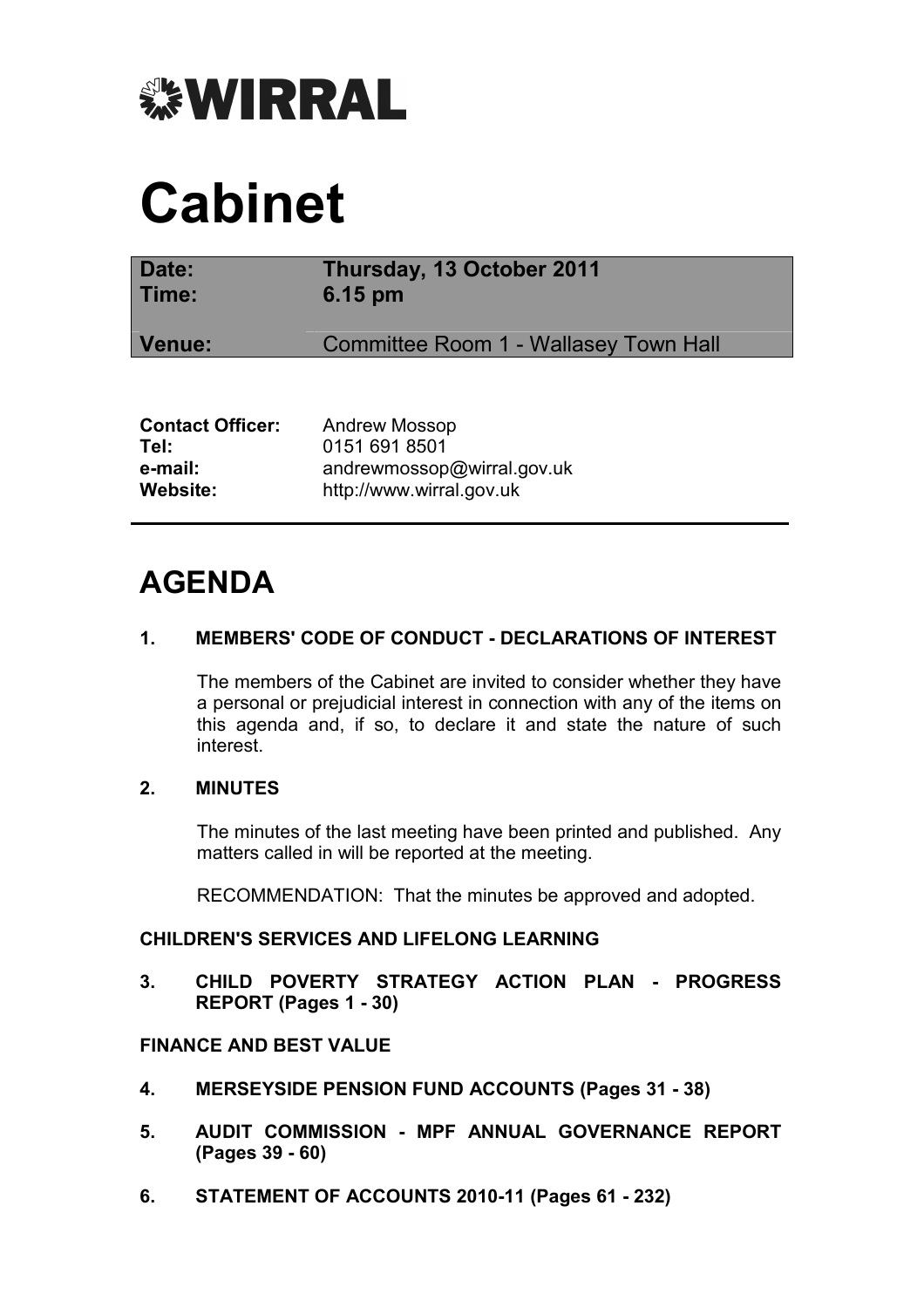**WIRRAL**

# Cabinet

| | |
|---|---|
| **Date:** | **Thursday, 13 October 2011** |
| **Time:** | **6.15 pm** |
| **Venue:** | Committee Room 1 - Wallasey Town Hall |

| | |
|---|---|
| **Contact Officer:** | Andrew Mossop |
| **Tel:** | 0151 691 8501 |
| **e-mail:** | andrewmossop@wirral.gov.uk |
| **Website:** | http://www.wirral.gov.uk |

## AGENDA

**1. MEMBERS' CODE OF CONDUCT - DECLARATIONS OF INTEREST**

The members of the Cabinet are invited to consider whether they have a personal or prejudicial interest in connection with any of the items on this agenda and, if so, to declare it and state the nature of such interest.

**2. MINUTES**

The minutes of the last meeting have been printed and published. Any matters called in will be reported at the meeting.

RECOMMENDATION: That the minutes be approved and adopted.

**CHILDREN'S SERVICES AND LIFELONG LEARNING**

**3. CHILD POVERTY STRATEGY ACTION PLAN - PROGRESS REPORT (Pages 1 - 30)**

**FINANCE AND BEST VALUE**

**4. MERSEYSIDE PENSION FUND ACCOUNTS (Pages 31 - 38)**

**5. AUDIT COMMISSION - MPF ANNUAL GOVERNANCE REPORT (Pages 39 - 60)**

**6. STATEMENT OF ACCOUNTS 2010-11 (Pages 61 - 232)**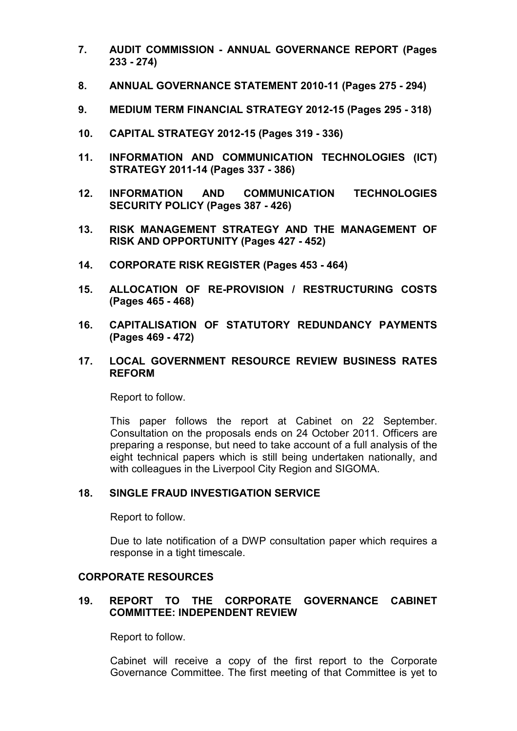7. **AUDIT COMMISSION - ANNUAL GOVERNANCE REPORT (Pages 233 - 274)**

8. **ANNUAL GOVERNANCE STATEMENT 2010-11 (Pages 275 - 294)**

9. **MEDIUM TERM FINANCIAL STRATEGY 2012-15 (Pages 295 - 318)**

10. **CAPITAL STRATEGY 2012-15 (Pages 319 - 336)**

11. **INFORMATION AND COMMUNICATION TECHNOLOGIES (ICT) STRATEGY 2011-14 (Pages 337 - 386)**

12. **INFORMATION AND COMMUNICATION TECHNOLOGIES SECURITY POLICY (Pages 387 - 426)**

13. **RISK MANAGEMENT STRATEGY AND THE MANAGEMENT OF RISK AND OPPORTUNITY (Pages 427 - 452)**

14. **CORPORATE RISK REGISTER (Pages 453 - 464)**

15. **ALLOCATION OF RE-PROVISION / RESTRUCTURING COSTS (Pages 465 - 468)**

16. **CAPITALISATION OF STATUTORY REDUNDANCY PAYMENTS (Pages 469 - 472)**

17. **LOCAL GOVERNMENT RESOURCE REVIEW BUSINESS RATES REFORM**

    Report to follow.

    This paper follows the report at Cabinet on 22 September. Consultation on the proposals ends on 24 October 2011. Officers are preparing a response, but need to take account of a full analysis of the eight technical papers which is still being undertaken nationally, and with colleagues in the Liverpool City Region and SIGOMA.

18. **SINGLE FRAUD INVESTIGATION SERVICE**

    Report to follow.

    Due to late notification of a DWP consultation paper which requires a response in a tight timescale.

**CORPORATE RESOURCES**

19. **REPORT TO THE CORPORATE GOVERNANCE CABINET COMMITTEE: INDEPENDENT REVIEW**

    Report to follow.

    Cabinet will receive a copy of the first report to the Corporate Governance Committee. The first meeting of that Committee is yet to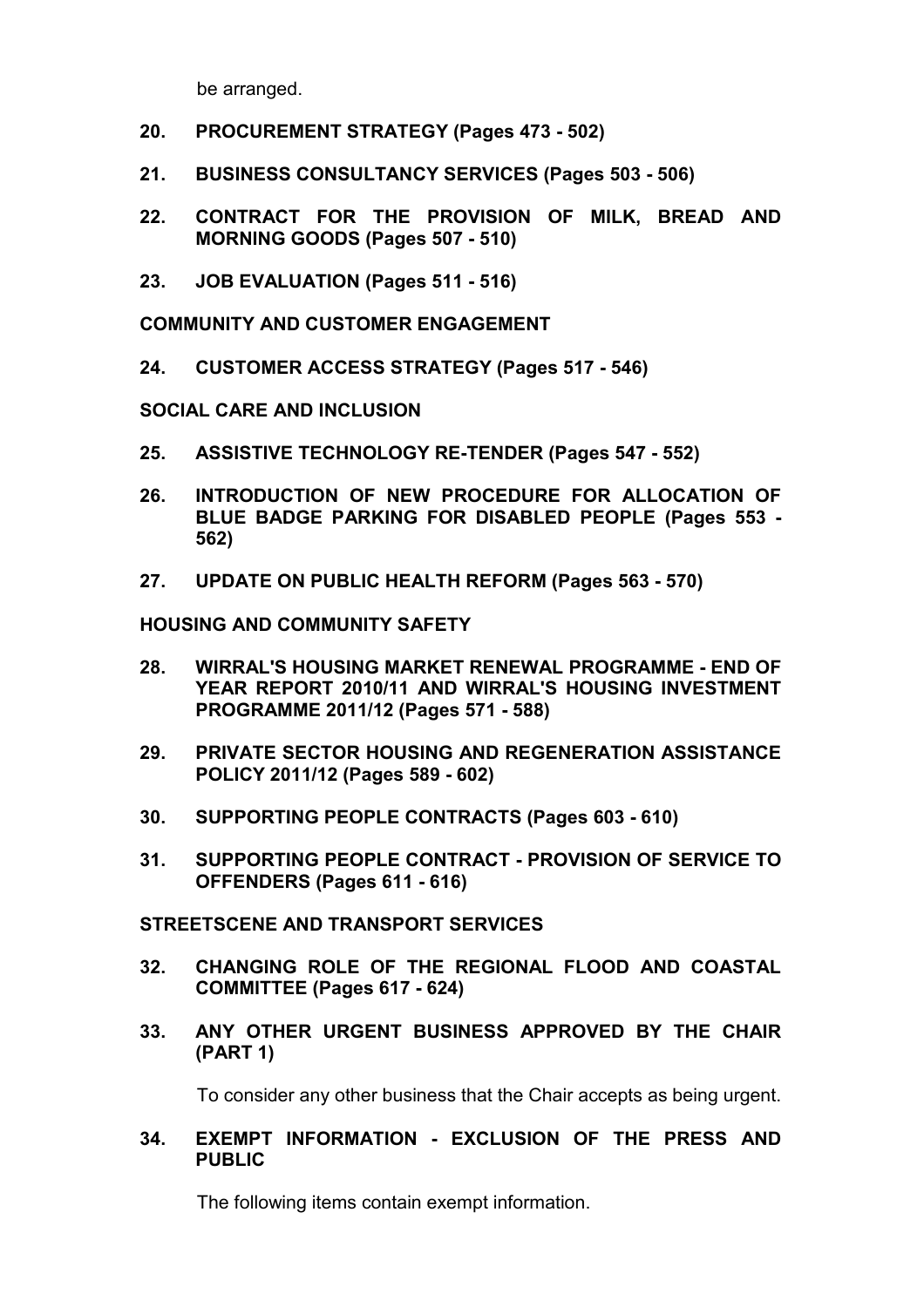be arranged.

**20. PROCUREMENT STRATEGY (Pages 473 - 502)**

**21. BUSINESS CONSULTANCY SERVICES (Pages 503 - 506)**

**22. CONTRACT FOR THE PROVISION OF MILK, BREAD AND MORNING GOODS (Pages 507 - 510)**

**23. JOB EVALUATION (Pages 511 - 516)**

**COMMUNITY AND CUSTOMER ENGAGEMENT**

**24. CUSTOMER ACCESS STRATEGY (Pages 517 - 546)**

**SOCIAL CARE AND INCLUSION**

**25. ASSISTIVE TECHNOLOGY RE-TENDER (Pages 547 - 552)**

**26. INTRODUCTION OF NEW PROCEDURE FOR ALLOCATION OF BLUE BADGE PARKING FOR DISABLED PEOPLE (Pages 553 - 562)**

**27. UPDATE ON PUBLIC HEALTH REFORM (Pages 563 - 570)**

**HOUSING AND COMMUNITY SAFETY**

**28. WIRRAL'S HOUSING MARKET RENEWAL PROGRAMME - END OF YEAR REPORT 2010/11 AND WIRRAL'S HOUSING INVESTMENT PROGRAMME 2011/12 (Pages 571 - 588)**

**29. PRIVATE SECTOR HOUSING AND REGENERATION ASSISTANCE POLICY 2011/12 (Pages 589 - 602)**

**30. SUPPORTING PEOPLE CONTRACTS (Pages 603 - 610)**

**31. SUPPORTING PEOPLE CONTRACT - PROVISION OF SERVICE TO OFFENDERS (Pages 611 - 616)**

**STREETSCENE AND TRANSPORT SERVICES**

**32. CHANGING ROLE OF THE REGIONAL FLOOD AND COASTAL COMMITTEE (Pages 617 - 624)**

**33. ANY OTHER URGENT BUSINESS APPROVED BY THE CHAIR (PART 1)**

To consider any other business that the Chair accepts as being urgent.

**34. EXEMPT INFORMATION - EXCLUSION OF THE PRESS AND PUBLIC**

The following items contain exempt information.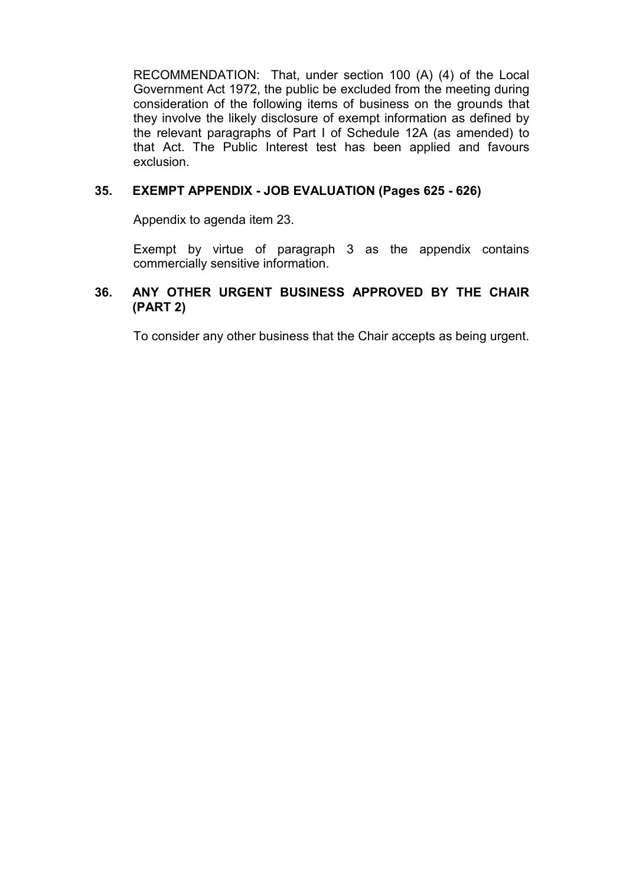RECOMMENDATION: That, under section 100 (A) (4) of the Local Government Act 1972, the public be excluded from the meeting during consideration of the following items of business on the grounds that they involve the likely disclosure of exempt information as defined by the relevant paragraphs of Part I of Schedule 12A (as amended) to that Act. The Public Interest test has been applied and favours exclusion.

### 35. EXEMPT APPENDIX - JOB EVALUATION (Pages 625 - 626)

Appendix to agenda item 23.

Exempt by virtue of paragraph 3 as the appendix contains commercially sensitive information.

### 36. ANY OTHER URGENT BUSINESS APPROVED BY THE CHAIR (PART 2)

To consider any other business that the Chair accepts as being urgent.